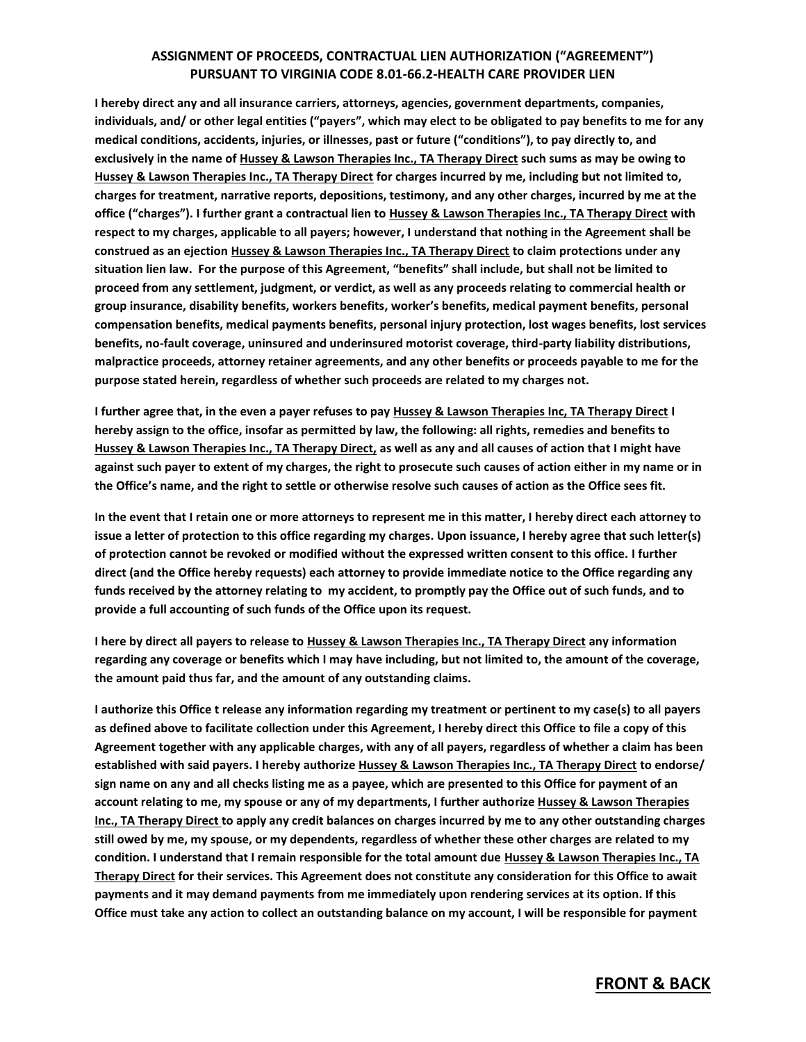**ASSIGNMENT OF PROCEEDS, CONTRACTUAL LIEN AUTHORIZATION ("AGREEMENT") PURSUANT TO VIRGINIA CODE 8.01-66.2-HEALTH CARE PROVIDER LIEN**

**I hereby direct any and all insurance carriers, attorneys, agencies, government departments, companies, individuals, and/ or other legal entities ("payers", which may elect to be obligated to pay benefits to me for any medical conditions, accidents, injuries, or illnesses, past or future ("conditions"), to pay directly to, and exclusively in the name of <u>Hussey & Lawson Therapies Inc., TA Therapy Direct</u> such sums as may be owing to <u>Hussey & Lawson Therapies Inc., TA Therapy Direct</u> for charges incurred by me, including but not limited to, charges for treatment, narrative reports, depositions, testimony, and any other charges, incurred by me at the office ("charges"). I further grant a contractual lien to <u>Hussey & Lawson Therapies Inc., TA Therapy Direct</u> with respect to my charges, applicable to all payers; however, I understand that nothing in the Agreement shall be construed as an ejection <u>Hussey & Lawson Therapies Inc., TA Therapy Direct</u> to claim protections under any situation lien law. For the purpose of this Agreement, "benefits" shall include, but shall not be limited to proceed from any settlement, judgment, or verdict, as well as any proceeds relating to commercial health or group insurance, disability benefits, workers benefits, worker's benefits, medical payment benefits, personal compensation benefits, medical payments benefits, personal injury protection, lost wages benefits, lost services benefits, no-fault coverage, uninsured and underinsured motorist coverage, third-party liability distributions, malpractice proceeds, attorney retainer agreements, and any other benefits or proceeds payable to me for the purpose stated herein, regardless of whether such proceeds are related to my charges not.**

**I further agree that, in the even a payer refuses to pay <u>Hussey & Lawson Therapies Inc, TA Therapy Direct</u> I hereby assign to the office, insofar as permitted by law, the following: all rights, remedies and benefits to <u>Hussey & Lawson Therapies Inc., TA Therapy Direct,</u> as well as any and all causes of action that I might have against such payer to extent of my charges, the right to prosecute such causes of action either in my name or in the Office's name, and the right to settle or otherwise resolve such causes of action as the Office sees fit.**

**In the event that I retain one or more attorneys to represent me in this matter, I hereby direct each attorney to issue a letter of protection to this office regarding my charges. Upon issuance, I hereby agree that such letter(s) of protection cannot be revoked or modified without the expressed written consent to this office. I further direct (and the Office hereby requests) each attorney to provide immediate notice to the Office regarding any funds received by the attorney relating to my accident, to promptly pay the Office out of such funds, and to provide a full accounting of such funds of the Office upon its request.**

**I here by direct all payers to release to <u>Hussey & Lawson Therapies Inc., TA Therapy Direct</u> any information regarding any coverage or benefits which I may have including, but not limited to, the amount of the coverage, the amount paid thus far, and the amount of any outstanding claims.**

**I authorize this Office t release any information regarding my treatment or pertinent to my case(s) to all payers as defined above to facilitate collection under this Agreement, I hereby direct this Office to file a copy of this Agreement together with any applicable charges, with any of all payers, regardless of whether a claim has been established with said payers. I hereby authorize <u>Hussey & Lawson Therapies Inc., TA Therapy Direct</u> to endorse/ sign name on any and all checks listing me as a payee, which are presented to this Office for payment of an account relating to me, my spouse or any of my departments, I further authorize <u>Hussey & Lawson Therapies Inc., TA Therapy Direct</u> to apply any credit balances on charges incurred by me to any other outstanding charges still owed by me, my spouse, or my dependents, regardless of whether these other charges are related to my condition. I understand that I remain responsible for the total amount due <u>Hussey & Lawson Therapies Inc., TA Therapy Direct</u> for their services. This Agreement does not constitute any consideration for this Office to await payments and it may demand payments from me immediately upon rendering services at its option. If this Office must take any action to collect an outstanding balance on my account, I will be responsible for payment**

**<u>FRONT & BACK</u>**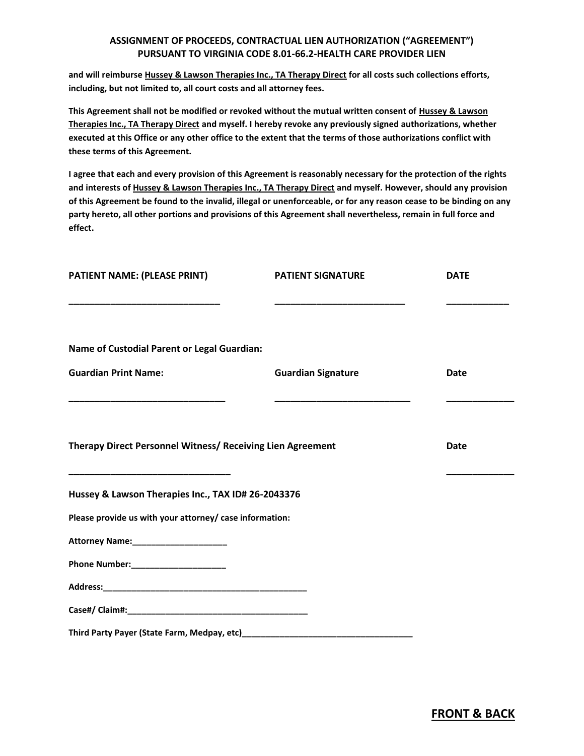**ASSIGNMENT OF PROCEEDS, CONTRACTUAL LIEN AUTHORIZATION ("AGREEMENT")**
**PURSUANT TO VIRGINIA CODE 8.01-66.2-HEALTH CARE PROVIDER LIEN**

**and will reimburse Hussey & Lawson Therapies Inc., TA Therapy Direct for all costs such collections efforts, including, but not limited to, all court costs and all attorney fees.**

**This Agreement shall not be modified or revoked without the mutual written consent of Hussey & Lawson Therapies Inc., TA Therapy Direct and myself. I hereby revoke any previously signed authorizations, whether executed at this Office or any other office to the extent that the terms of those authorizations conflict with these terms of this Agreement.**

**I agree that each and every provision of this Agreement is reasonably necessary for the protection of the rights and interests of Hussey & Lawson Therapies Inc., TA Therapy Direct and myself. However, should any provision of this Agreement be found to the invalid, illegal or unenforceable, or for any reason cease to be binding on any party hereto, all other portions and provisions of this Agreement shall nevertheless, remain in full force and effect.**

| **PATIENT NAME: (PLEASE PRINT)** | **PATIENT SIGNATURE** | **DATE** |
| --- | --- | --- |
| ______________________________ | __________________________ | ____________ |

**Name of Custodial Parent or Legal Guardian:**

| **Guardian Print Name:** | **Guardian Signature** | **Date** |
| --- | --- | --- |
| _______________________________ | ___________________________ | _____________ |

| **Therapy Direct Personnel Witness/ Receiving Lien Agreement** | **Date** |
| --- | --- |
| ________________________________ | _____________ |

**Hussey & Lawson Therapies Inc., TAX ID# 26-2043376**

**Please provide us with your attorney/ case information:**

**Attorney Name:____________________**

**Phone Number:____________________**

**Address:____________________________________________**

**Case#/ Claim#:______________________________________**

**Third Party Payer (State Farm, Medpay, etc)____________________________________**

**FRONT & BACK**